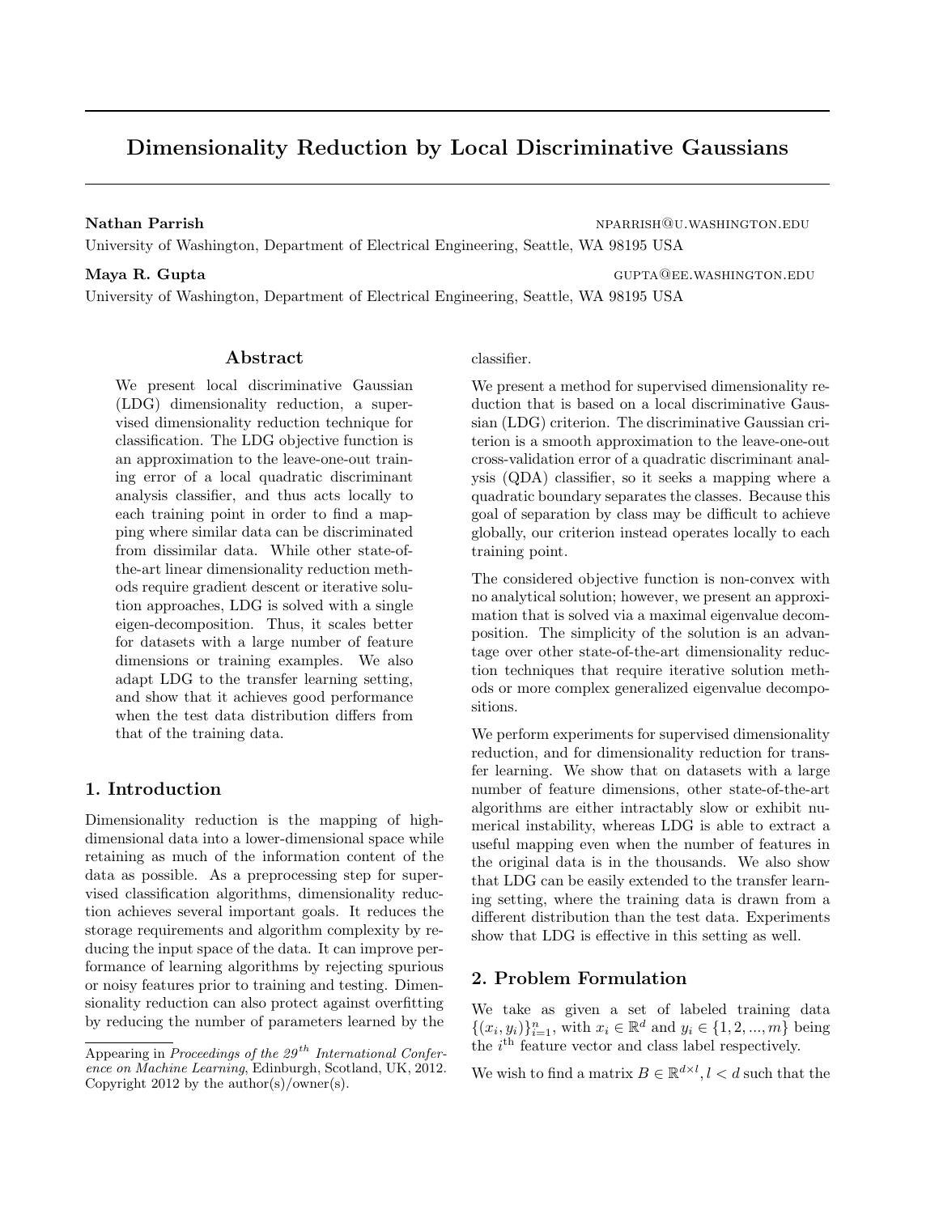# Dimensionality Reduction by Local Discriminative Gaussians

**Nathan Parrish** NPARRISH@U.WASHINGTON.EDU

University of Washington, Department of Electrical Engineering, Seattle, WA 98195 USA

**Maya R. Gupta** GUPTA@EE.WASHINGTON.EDU

University of Washington, Department of Electrical Engineering, Seattle, WA 98195 USA

## Abstract

We present local discriminative Gaussian (LDG) dimensionality reduction, a supervised dimensionality reduction technique for classification. The LDG objective function is an approximation to the leave-one-out training error of a local quadratic discriminant analysis classifier, and thus acts locally to each training point in order to find a mapping where similar data can be discriminated from dissimilar data. While other state-of-the-art linear dimensionality reduction methods require gradient descent or iterative solution approaches, LDG is solved with a single eigen-decomposition. Thus, it scales better for datasets with a large number of feature dimensions or training examples. We also adapt LDG to the transfer learning setting, and show that it achieves good performance when the test data distribution differs from that of the training data.

## 1. Introduction

Dimensionality reduction is the mapping of high-dimensional data into a lower-dimensional space while retaining as much of the information content of the data as possible. As a preprocessing step for supervised classification algorithms, dimensionality reduction achieves several important goals. It reduces the storage requirements and algorithm complexity by reducing the input space of the data. It can improve performance of learning algorithms by rejecting spurious or noisy features prior to training and testing. Dimensionality reduction can also protect against overfitting by reducing the number of parameters learned by the classifier.

We present a method for supervised dimensionality reduction that is based on a local discriminative Gaussian (LDG) criterion. The discriminative Gaussian criterion is a smooth approximation to the leave-one-out cross-validation error of a quadratic discriminant analysis (QDA) classifier, so it seeks a mapping where a quadratic boundary separates the classes. Because this goal of separation by class may be difficult to achieve globally, our criterion instead operates locally to each training point.

The considered objective function is non-convex with no analytical solution; however, we present an approximation that is solved via a maximal eigenvalue decomposition. The simplicity of the solution is an advantage over other state-of-the-art dimensionality reduction techniques that require iterative solution methods or more complex generalized eigenvalue decompositions.

We perform experiments for supervised dimensionality reduction, and for dimensionality reduction for transfer learning. We show that on datasets with a large number of feature dimensions, other state-of-the-art algorithms are either intractably slow or exhibit numerical instability, whereas LDG is able to extract a useful mapping even when the number of features in the original data is in the thousands. We also show that LDG can be easily extended to the transfer learning setting, where the training data is drawn from a different distribution than the test data. Experiments show that LDG is effective in this setting as well.

## 2. Problem Formulation

We take as given a set of labeled training data $\{(x_i, y_i)\}_{i=1}^n$, with $x_i \in \mathbb{R}^d$ and $y_i \in \{1, 2, ..., m\}$ being the $i^{\text{th}}$ feature vector and class label respectively.

We wish to find a matrix $B \in \mathbb{R}^{d \times l}, l < d$ such that the

Appearing in *Proceedings of the 29th International Conference on Machine Learning*, Edinburgh, Scotland, UK, 2012. Copyright 2012 by the author(s)/owner(s).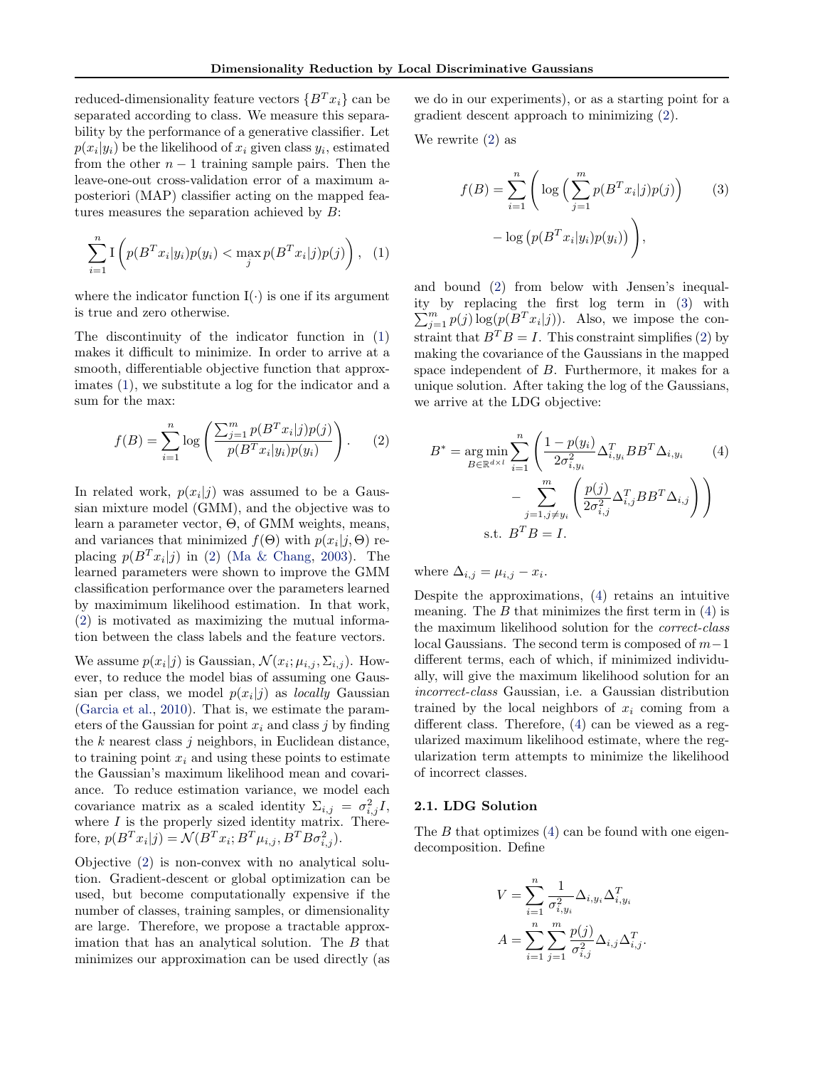reduced-dimensionality feature vectors $\{B^T x_i\}$ can be separated according to class. We measure this separability by the performance of a generative classifier. Let $p(x_i|y_i)$ be the likelihood of $x_i$ given class $y_i$, estimated from the other $n-1$ training sample pairs. Then the leave-one-out cross-validation error of a maximum a-posteriori (MAP) classifier acting on the mapped features measures the separation achieved by $B$:

$$\sum_{i=1}^{n} \mathrm{I}\left( p(B^T x_i|y_i)p(y_i) < \max_j p(B^T x_i|j)p(j) \right), \quad (1)$$

where the indicator function $\mathrm{I}(\cdot)$ is one if its argument is true and zero otherwise.

The discontinuity of the indicator function in (1) makes it difficult to minimize. In order to arrive at a smooth, differentiable objective function that approximates (1), we substitute a log for the indicator and a sum for the max:

$$f(B) = \sum_{i=1}^{n} \log \left( \frac{\sum_{j=1}^{m} p(B^T x_i|j)p(j)}{p(B^T x_i|y_i)p(y_i)} \right). \quad (2)$$

In related work, $p(x_i|j)$ was assumed to be a Gaussian mixture model (GMM), and the objective was to learn a parameter vector, $\Theta$, of GMM weights, means, and variances that minimized $f(\Theta)$ with $p(x_i|j,\Theta)$ replacing $p(B^T x_i|j)$ in (2) (Ma & Chang, 2003). The learned parameters were shown to improve the GMM classification performance over the parameters learned by maximum likelihood estimation. In that work, (2) is motivated as maximizing the mutual information between the class labels and the feature vectors.

We assume $p(x_i|j)$ is Gaussian, $\mathcal{N}(x_i;\mu_{i,j},\Sigma_{i,j})$. However, to reduce the model bias of assuming one Gaussian per class, we model $p(x_i|j)$ as *locally* Gaussian (Garcia et al., 2010). That is, we estimate the parameters of the Gaussian for point $x_i$ and class $j$ by finding the $k$ nearest class $j$ neighbors, in Euclidean distance, to training point $x_i$ and using these points to estimate the Gaussian's maximum likelihood mean and covariance. To reduce estimation variance, we model each covariance matrix as a scaled identity $\Sigma_{i,j} = \sigma_{i,j}^2 I$, where $I$ is the properly sized identity matrix. Therefore, $p(B^T x_i|j) = \mathcal{N}(B^T x_i; B^T \mu_{i,j}, B^T B \sigma_{i,j}^2)$.

Objective (2) is non-convex with no analytical solution. Gradient-descent or global optimization can be used, but become computationally expensive if the number of classes, training samples, or dimensionality are large. Therefore, we propose a tractable approximation that has an analytical solution. The $B$ that minimizes our approximation can be used directly (as we do in our experiments), or as a starting point for a gradient descent approach to minimizing (2).

We rewrite (2) as

$$f(B) = \sum_{i=1}^{n} \Bigg( \log \Big( \sum_{j=1}^{m} p(B^T x_i|j)p(j) \Big) - \log \big( p(B^T x_i|y_i)p(y_i) \big) \Bigg), \quad (3)$$

and bound (2) from below with Jensen's inequality by replacing the first log term in (3) with $\sum_{j=1}^{m} p(j) \log(p(B^T x_i|j))$. Also, we impose the constraint that $B^T B = I$. This constraint simplifies (2) by making the covariance of the Gaussians in the mapped space independent of $B$. Furthermore, it makes for a unique solution. After taking the log of the Gaussians, we arrive at the LDG objective:

$$B^* = \operatorname*{arg\,min}_{B \in \mathbb{R}^{d \times l}} \sum_{i=1}^{n} \Bigg( \frac{1-p(y_i)}{2\sigma_{i,y_i}^2} \Delta_{i,y_i}^T B B^T \Delta_{i,y_i} - \sum_{j=1, j \neq y_i}^{m} \left( \frac{p(j)}{2\sigma_{i,j}^2} \Delta_{i,j}^T B B^T \Delta_{i,j} \right) \Bigg) \quad (4)$$
$$\text{s.t. } B^T B = I.$$

where $\Delta_{i,j} = \mu_{i,j} - x_i$.

Despite the approximations, (4) retains an intuitive meaning. The $B$ that minimizes the first term in (4) is the maximum likelihood solution for the *correct-class* local Gaussians. The second term is composed of $m-1$ different terms, each of which, if minimized individually, will give the maximum likelihood solution for an *incorrect-class* Gaussian, i.e. a Gaussian distribution trained by the local neighbors of $x_i$ coming from a different class. Therefore, (4) can be viewed as a regularized maximum likelihood estimate, where the regularization term attempts to minimize the likelihood of incorrect classes.

### 2.1. LDG Solution

The $B$ that optimizes (4) can be found with one eigendecomposition. Define

$$V = \sum_{i=1}^{n} \frac{1}{\sigma_{i,y_i}^2} \Delta_{i,y_i} \Delta_{i,y_i}^T$$
$$A = \sum_{i=1}^{n} \sum_{j=1}^{m} \frac{p(j)}{\sigma_{i,j}^2} \Delta_{i,j} \Delta_{i,j}^T.$$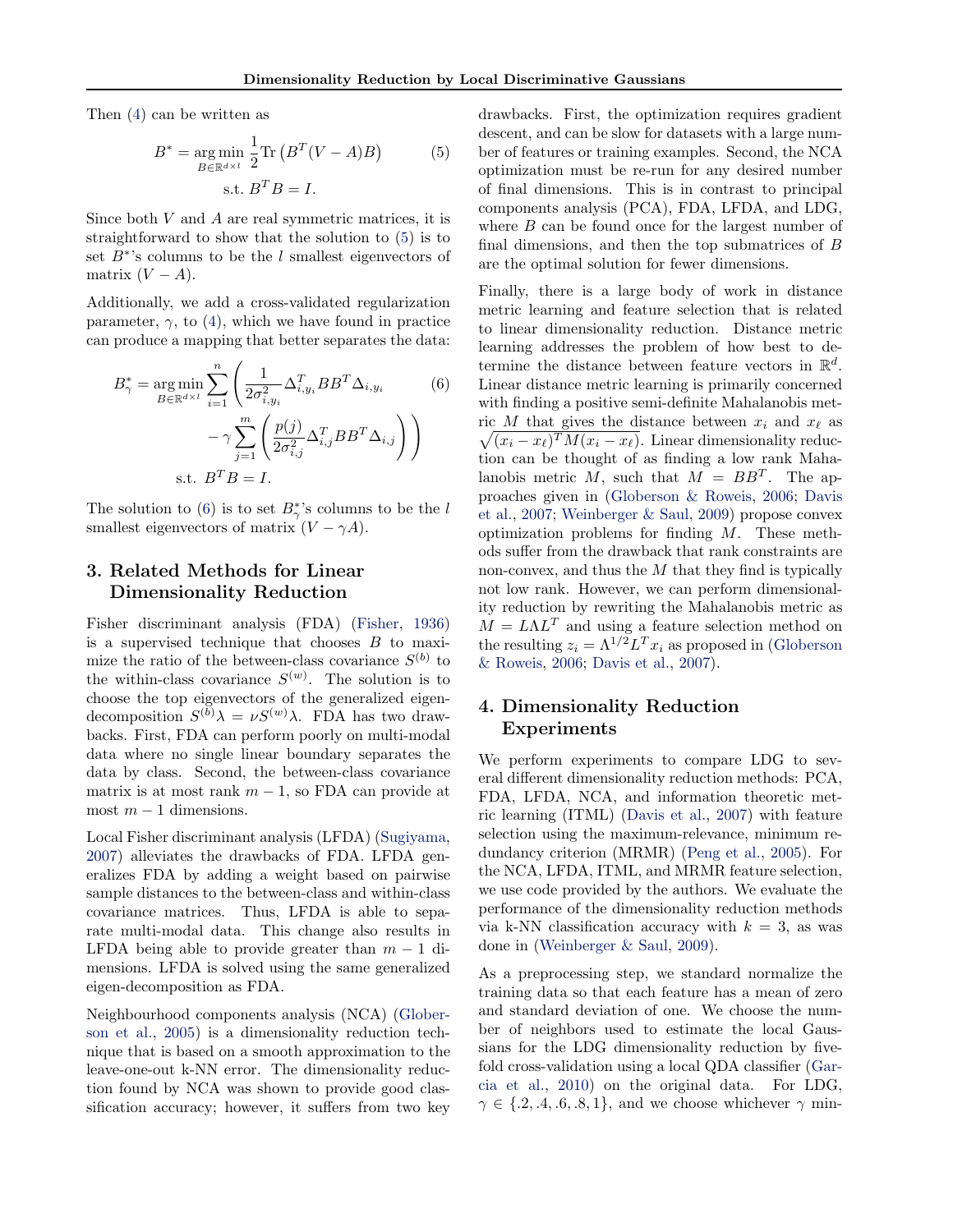Then (4) can be written as

$$B^* = \underset{B \in \mathbb{R}^{d \times l}}{\arg\min} \frac{1}{2} \mathrm{Tr}\left(B^T (V - A) B\right) \quad \text{s.t. } B^T B = I. \tag{5}$$

Since both $V$ and $A$ are real symmetric matrices, it is straightforward to show that the solution to (5) is to set $B^*$'s columns to be the $l$ smallest eigenvectors of matrix $(V - A)$.

Additionally, we add a cross-validated regularization parameter, $\gamma$, to (4), which we have found in practice can produce a mapping that better separates the data:

$$B^*_\gamma = \underset{B \in \mathbb{R}^{d \times l}}{\arg\min} \sum_{i=1}^{n} \left( \frac{1}{2\sigma^2_{i,y_i}} \Delta^T_{i,y_i} B B^T \Delta_{i,y_i} - \gamma \sum_{j=1}^{m} \left( \frac{p(j)}{2\sigma^2_{i,j}} \Delta^T_{i,j} B B^T \Delta_{i,j} \right) \right) \quad \text{s.t. } B^T B = I. \tag{6}$$

The solution to (6) is to set $B^*_\gamma$'s columns to be the $l$ smallest eigenvectors of matrix $(V - \gamma A)$.

## 3. Related Methods for Linear Dimensionality Reduction

Fisher discriminant analysis (FDA) (Fisher, 1936) is a supervised technique that chooses $B$ to maximize the ratio of the between-class covariance $S^{(b)}$ to the within-class covariance $S^{(w)}$. The solution is to choose the top eigenvectors of the generalized eigen-decomposition $S^{(b)}\lambda = \nu S^{(w)}\lambda$. FDA has two drawbacks. First, FDA can perform poorly on multi-modal data where no single linear boundary separates the data by class. Second, the between-class covariance matrix is at most rank $m - 1$, so FDA can provide at most $m - 1$ dimensions.

Local Fisher discriminant analysis (LFDA) (Sugiyama, 2007) alleviates the drawbacks of FDA. LFDA generalizes FDA by adding a weight based on pairwise sample distances to the between-class and within-class covariance matrices. Thus, LFDA is able to separate multi-modal data. This change also results in LFDA being able to provide greater than $m - 1$ dimensions. LFDA is solved using the same generalized eigen-decomposition as FDA.

Neighbourhood components analysis (NCA) (Globerson et al., 2005) is a dimensionality reduction technique that is based on a smooth approximation to the leave-one-out k-NN error. The dimensionality reduction found by NCA was shown to provide good classification accuracy; however, it suffers from two key drawbacks. First, the optimization requires gradient descent, and can be slow for datasets with a large number of features or training examples. Second, the NCA optimization must be re-run for any desired number of final dimensions. This is in contrast to principal components analysis (PCA), FDA, LFDA, and LDG, where $B$ can be found once for the largest number of final dimensions, and then the top submatrices of $B$ are the optimal solution for fewer dimensions.

Finally, there is a large body of work in distance metric learning and feature selection that is related to linear dimensionality reduction. Distance metric learning addresses the problem of how best to determine the distance between feature vectors in $\mathbb{R}^d$. Linear distance metric learning is primarily concerned with finding a positive semi-definite Mahalanobis metric $M$ that gives the distance between $x_i$ and $x_\ell$ as $\sqrt{(x_i - x_\ell)^T M (x_i - x_\ell)}$. Linear dimensionality reduction can be thought of as finding a low rank Mahalanobis metric $M$, such that $M = BB^T$. The approaches given in (Globerson & Roweis, 2006; Davis et al., 2007; Weinberger & Saul, 2009) propose convex optimization problems for finding $M$. These methods suffer from the drawback that rank constraints are non-convex, and thus the $M$ that they find is typically not low rank. However, we can perform dimensionality reduction by rewriting the Mahalanobis metric as $M = L\Lambda L^T$ and using a feature selection method on the resulting $z_i = \Lambda^{1/2} L^T x_i$ as proposed in (Globerson & Roweis, 2006; Davis et al., 2007).

## 4. Dimensionality Reduction Experiments

We perform experiments to compare LDG to several different dimensionality reduction methods: PCA, FDA, LFDA, NCA, and information theoretic metric learning (ITML) (Davis et al., 2007) with feature selection using the maximum-relevance, minimum redundancy criterion (MRMR) (Peng et al., 2005). For the NCA, LFDA, ITML, and MRMR feature selection, we use code provided by the authors. We evaluate the performance of the dimensionality reduction methods via k-NN classification accuracy with $k = 3$, as was done in (Weinberger & Saul, 2009).

As a preprocessing step, we standard normalize the training data so that each feature has a mean of zero and standard deviation of one. We choose the number of neighbors used to estimate the local Gaussians for the LDG dimensionality reduction by five-fold cross-validation using a local QDA classifier (Garcia et al., 2010) on the original data. For LDG, $\gamma \in \{.2, .4, .6, .8, 1\}$, and we choose whichever $\gamma$ min-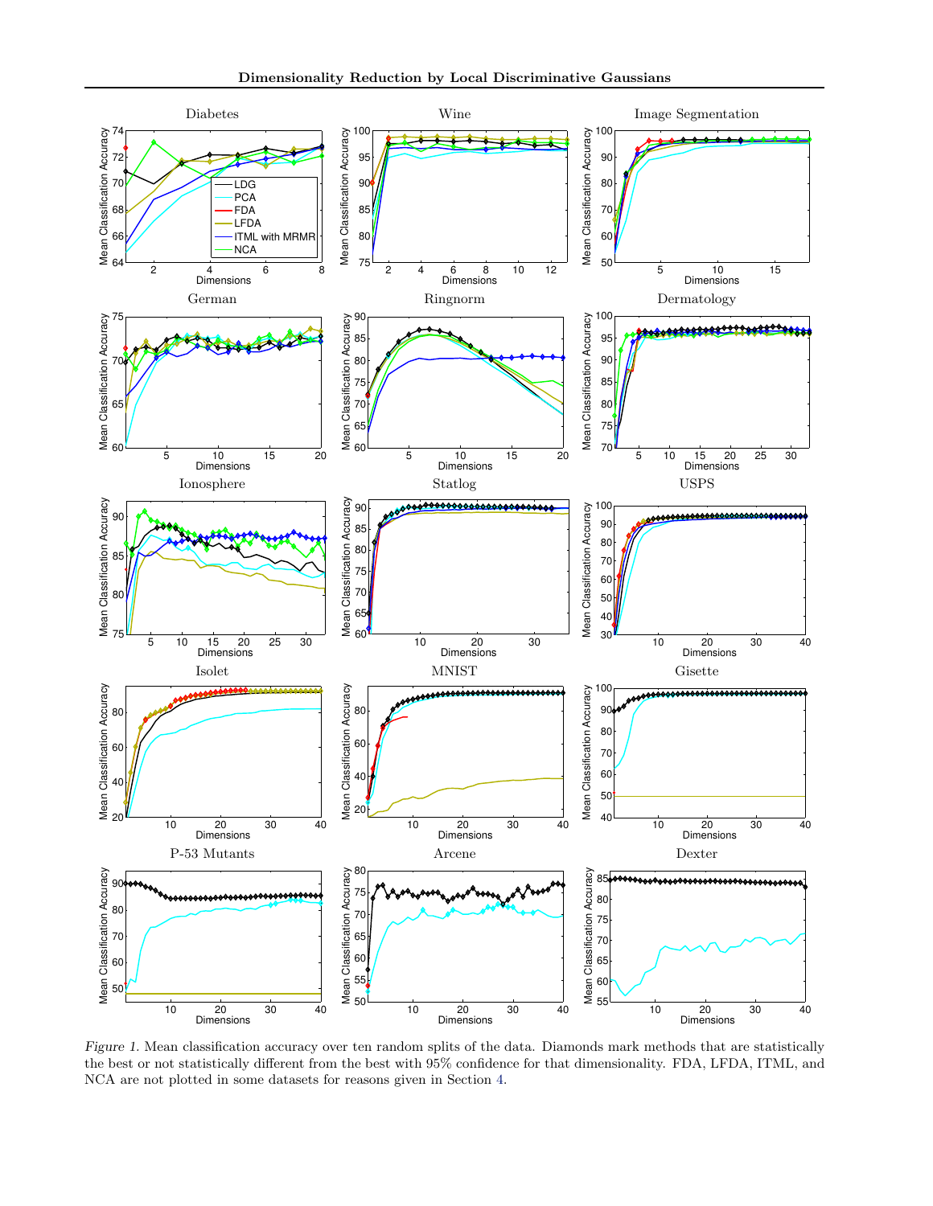Figure 1. Mean classification accuracy over ten random splits of the data. Diamonds mark methods that are statistically the best or not statistically different from the best with 95% confidence for that dimensionality. FDA, LFDA, ITML, and NCA are not plotted in some datasets for reasons given in Section 4.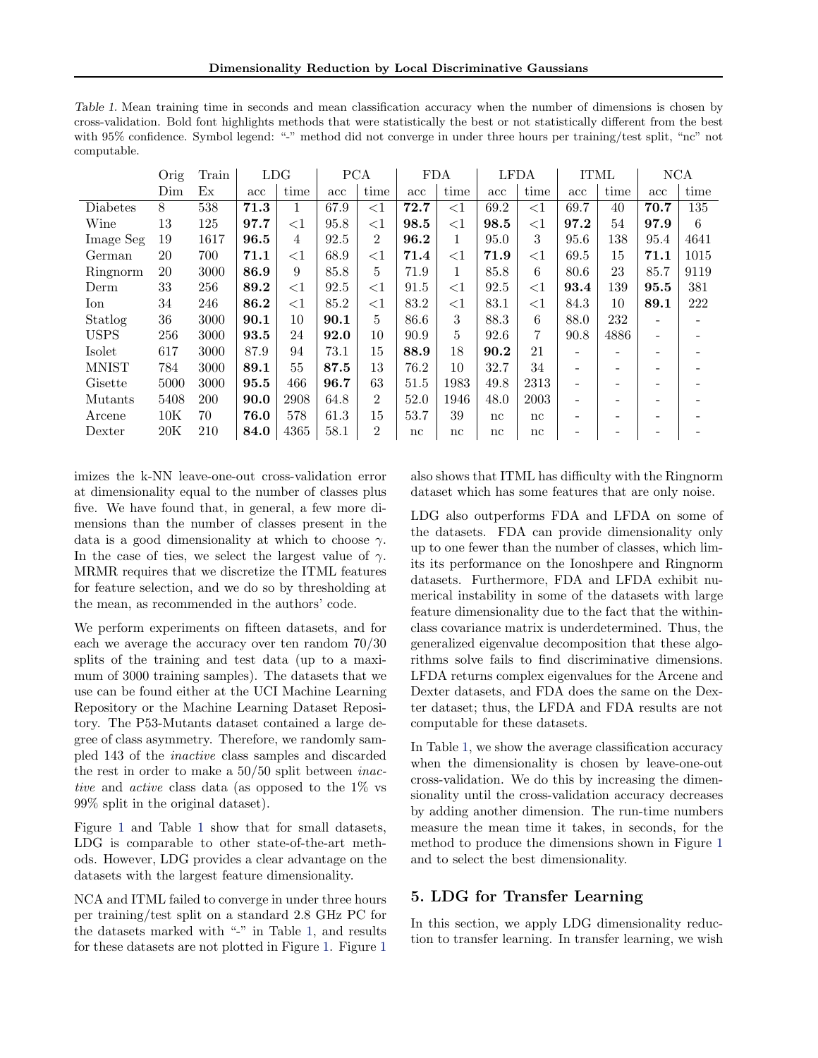Table 1. Mean training time in seconds and mean classification accuracy when the number of dimensions is chosen by cross-validation. Bold font highlights methods that were statistically the best or not statistically different from the best with 95% confidence. Symbol legend: "-" method did not converge in under three hours per training/test split, "nc" not computable.

| | Orig | Train | LDG | | PCA | | FDA | | LFDA | | ITML | | NCA | |
|---|---|---|---|---|---|---|---|---|---|---|---|---|---|---|
| | Dim | Ex | acc | time | acc | time | acc | time | acc | time | acc | time | acc | time |
| Diabetes | 8 | 538 | **71.3** | 1 | 67.9 | <1 | **72.7** | <1 | 69.2 | <1 | 69.7 | 40 | **70.7** | 135 |
| Wine | 13 | 125 | **97.7** | <1 | 95.8 | <1 | **98.5** | <1 | **98.5** | <1 | **97.2** | 54 | **97.9** | 6 |
| Image Seg | 19 | 1617 | **96.5** | 4 | 92.5 | 2 | **96.2** | 1 | 95.0 | 3 | 95.6 | 138 | 95.4 | 4641 |
| German | 20 | 700 | **71.1** | <1 | 68.9 | <1 | **71.4** | <1 | **71.9** | <1 | 69.5 | 15 | **71.1** | 1015 |
| Ringnorm | 20 | 3000 | **86.9** | 9 | 85.8 | 5 | 71.9 | 1 | 85.8 | 6 | 80.6 | 23 | 85.7 | 9119 |
| Derm | 33 | 256 | **89.2** | <1 | 92.5 | <1 | 91.5 | <1 | 92.5 | <1 | **93.4** | 139 | **95.5** | 381 |
| Ion | 34 | 246 | **86.2** | <1 | 85.2 | <1 | 83.2 | <1 | 83.1 | <1 | 84.3 | 10 | **89.1** | 222 |
| Statlog | 36 | 3000 | **90.1** | 10 | **90.1** | 5 | 86.6 | 3 | 88.3 | 6 | 88.0 | 232 | - | - |
| USPS | 256 | 3000 | **93.5** | 24 | **92.0** | 10 | 90.9 | 5 | 92.6 | 7 | 90.8 | 4886 | - | - |
| Isolet | 617 | 3000 | 87.9 | 94 | 73.1 | 15 | **88.9** | 18 | **90.2** | 21 | - | - | - | - |
| MNIST | 784 | 3000 | **89.1** | 55 | **87.5** | 13 | 76.2 | 10 | 32.7 | 34 | - | - | - | - |
| Gisette | 5000 | 3000 | **95.5** | 466 | **96.7** | 63 | 51.5 | 1983 | 49.8 | 2313 | - | - | - | - |
| Mutants | 5408 | 200 | **90.0** | 2908 | 64.8 | 2 | 52.0 | 1946 | 48.0 | 2003 | - | - | - | - |
| Arcene | 10K | 70 | **76.0** | 578 | 61.3 | 15 | 53.7 | 39 | nc | nc | - | - | - | - |
| Dexter | 20K | 210 | **84.0** | 4365 | 58.1 | 2 | nc | nc | nc | nc | - | - | - | - |

imizes the k-NN leave-one-out cross-validation error at dimensionality equal to the number of classes plus five. We have found that, in general, a few more dimensions than the number of classes present in the data is a good dimensionality at which to choose $\gamma$. In the case of ties, we select the largest value of $\gamma$. MRMR requires that we discretize the ITML features for feature selection, and we do so by thresholding at the mean, as recommended in the authors' code.

We perform experiments on fifteen datasets, and for each we average the accuracy over ten random 70/30 splits of the training and test data (up to a maximum of 3000 training samples). The datasets that we use can be found either at the UCI Machine Learning Repository or the Machine Learning Dataset Repository. The P53-Mutants dataset contained a large degree of class asymmetry. Therefore, we randomly sampled 143 of the *inactive* class samples and discarded the rest in order to make a 50/50 split between *inactive* and *active* class data (as opposed to the 1% vs 99% split in the original dataset).

Figure 1 and Table 1 show that for small datasets, LDG is comparable to other state-of-the-art methods. However, LDG provides a clear advantage on the datasets with the largest feature dimensionality.

NCA and ITML failed to converge in under three hours per training/test split on a standard 2.8 GHz PC for the datasets marked with "-" in Table 1, and results for these datasets are not plotted in Figure 1. Figure 1 also shows that ITML has difficulty with the Ringnorm dataset which has some features that are only noise.

LDG also outperforms FDA and LFDA on some of the datasets. FDA can provide dimensionality only up to one fewer than the number of classes, which limits its performance on the Ionoshpere and Ringnorm datasets. Furthermore, FDA and LFDA exhibit numerical instability in some of the datasets with large feature dimensionality due to the fact that the within-class covariance matrix is underdetermined. Thus, the generalized eigenvalue decomposition that these algorithms solve fails to find discriminative dimensions. LFDA returns complex eigenvalues for the Arcene and Dexter datasets, and FDA does the same on the Dexter dataset; thus, the LFDA and FDA results are not computable for these datasets.

In Table 1, we show the average classification accuracy when the dimensionality is chosen by leave-one-out cross-validation. We do this by increasing the dimensionality until the cross-validation accuracy decreases by adding another dimension. The run-time numbers measure the mean time it takes, in seconds, for the method to produce the dimensions shown in Figure 1 and to select the best dimensionality.

## 5. LDG for Transfer Learning

In this section, we apply LDG dimensionality reduction to transfer learning. In transfer learning, we wish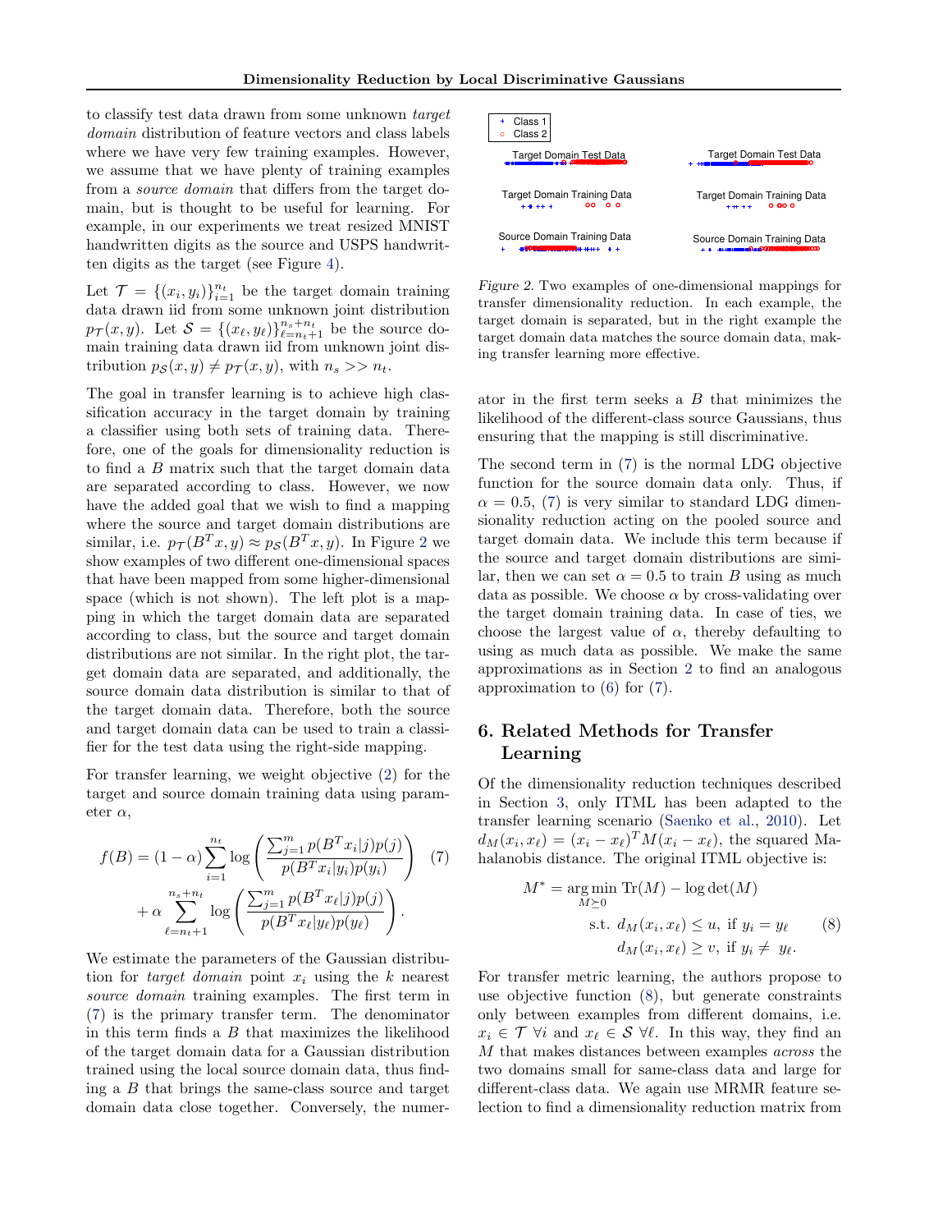to classify test data drawn from some unknown *target domain* distribution of feature vectors and class labels where we have very few training examples. However, we assume that we have plenty of training examples from a *source domain* that differs from the target domain, but is thought to be useful for learning. For example, in our experiments we treat resized MNIST handwritten digits as the source and USPS handwritten digits as the target (see Figure 4).

Let $\mathcal{T} = \{(x_i, y_i)\}_{i=1}^{n_t}$ be the target domain training data drawn iid from some unknown joint distribution $p_{\mathcal{T}}(x, y)$. Let $\mathcal{S} = \{(x_\ell, y_\ell)\}_{\ell=n_t+1}^{n_s+n_t}$ be the source domain training data drawn iid from unknown joint distribution $p_{\mathcal{S}}(x, y) \neq p_{\mathcal{T}}(x, y)$, with $n_s >> n_t$.

The goal in transfer learning is to achieve high classification accuracy in the target domain by training a classifier using both sets of training data. Therefore, one of the goals for dimensionality reduction is to find a $B$ matrix such that the target domain data are separated according to class. However, we now have the added goal that we wish to find a mapping where the source and target domain distributions are similar, i.e. $p_{\mathcal{T}}(B^T x, y) \approx p_{\mathcal{S}}(B^T x, y)$. In Figure 2 we show examples of two different one-dimensional spaces that have been mapped from some higher-dimensional space (which is not shown). The left plot is a mapping in which the target domain data are separated according to class, but the source and target domain distributions are not similar. In the right plot, the target domain data are separated, and additionally, the source domain data distribution is similar to that of the target domain data. Therefore, both the source and target domain data can be used to train a classifier for the test data using the right-side mapping.

For transfer learning, we weight objective (2) for the target and source domain training data using parameter $\alpha$,

$$
f(B) = (1-\alpha)\sum_{i=1}^{n_t} \log\left(\frac{\sum_{j=1}^{m} p(B^T x_i | j) p(j)}{p(B^T x_i | y_i) p(y_i)}\right) + \alpha \sum_{\ell=n_t+1}^{n_s+n_t} \log\left(\frac{\sum_{j=1}^{m} p(B^T x_\ell | j) p(j)}{p(B^T x_\ell | y_\ell) p(y_\ell)}\right). \quad (7)
$$

We estimate the parameters of the Gaussian distribution for *target domain* point $x_i$ using the $k$ nearest *source domain* training examples. The first term in (7) is the primary transfer term. The denominator in this term finds a $B$ that maximizes the likelihood of the target domain data for a Gaussian distribution trained using the local source domain data, thus finding a $B$ that brings the same-class source and target domain data close together. Conversely, the numerator in the first term seeks a $B$ that minimizes the likelihood of the different-class source Gaussians, thus ensuring that the mapping is still discriminative.

Figure 2. Two examples of one-dimensional mappings for transfer dimensionality reduction. In each example, the target domain is separated, but in the right example the target domain data matches the source domain data, making transfer learning more effective.

The second term in (7) is the normal LDG objective function for the source domain data only. Thus, if $\alpha = 0.5$, (7) is very similar to standard LDG dimensionality reduction acting on the pooled source and target domain data. We include this term because if the source and target domain distributions are similar, then we can set $\alpha = 0.5$ to train $B$ using as much data as possible. We choose $\alpha$ by cross-validating over the target domain training data. In case of ties, we choose the largest value of $\alpha$, thereby defaulting to using as much data as possible. We make the same approximations as in Section 2 to find an analogous approximation to (6) for (7).

## 6. Related Methods for Transfer Learning

Of the dimensionality reduction techniques described in Section 3, only ITML has been adapted to the transfer learning scenario (Saenko et al., 2010). Let $d_M(x_i, x_\ell) = (x_i - x_\ell)^T M (x_i - x_\ell)$, the squared Mahalanobis distance. The original ITML objective is:

$$
\begin{aligned}
M^* = \underset{M \succeq 0}{\arg\min}\ & \operatorname{Tr}(M) - \log\det(M) \\
\text{s.t. } & d_M(x_i, x_\ell) \leq u, \text{ if } y_i = y_\ell \\
& d_M(x_i, x_\ell) \geq v, \text{ if } y_i \neq y_\ell.
\end{aligned} \quad (8)
$$

For transfer metric learning, the authors propose to use objective function (8), but generate constraints only between examples from different domains, i.e. $x_i \in \mathcal{T}\ \forall i$ and $x_\ell \in \mathcal{S}\ \forall \ell$. In this way, they find an $M$ that makes distances between examples *across* the two domains small for same-class data and large for different-class data. We again use MRMR feature selection to find a dimensionality reduction matrix from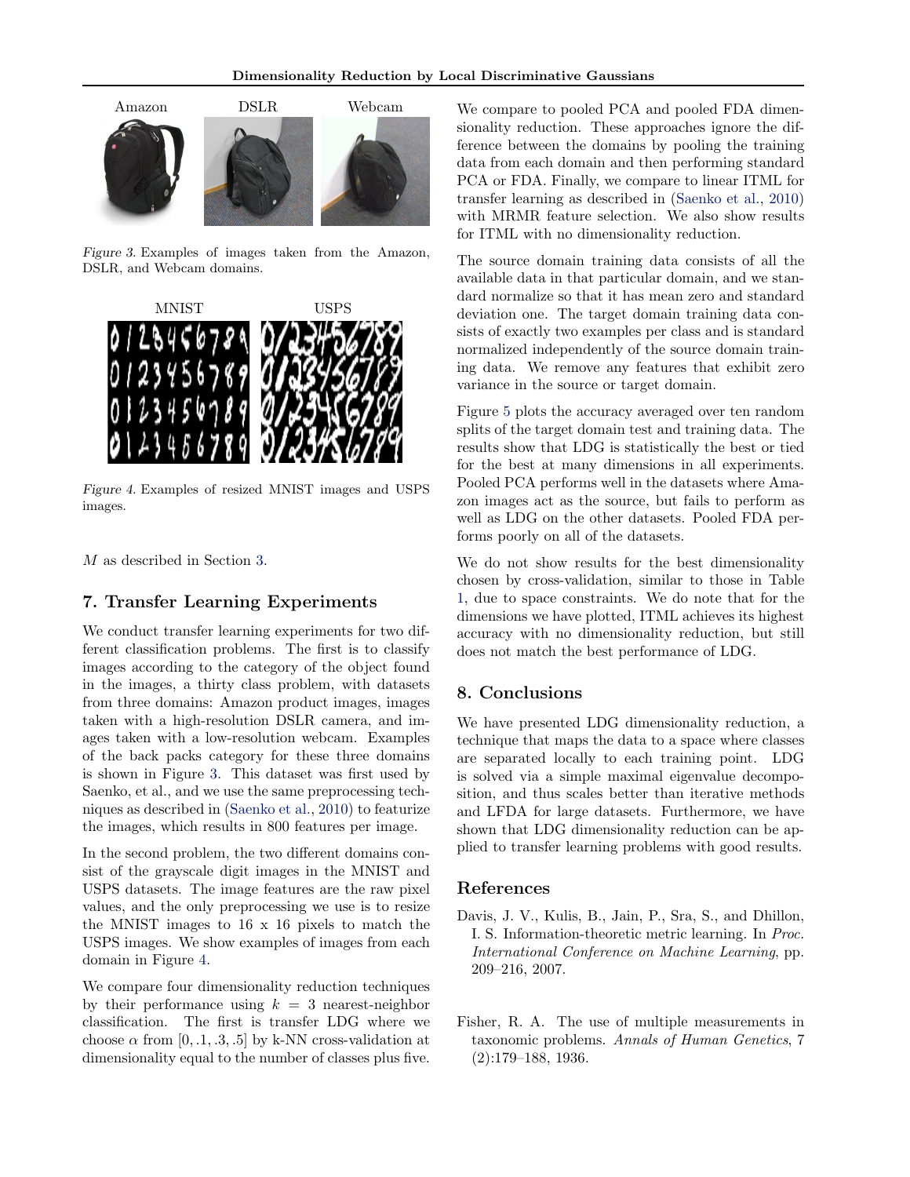Figure 3. Examples of images taken from the Amazon, DSLR, and Webcam domains.

Figure 4. Examples of resized MNIST images and USPS images.

$M$ as described in Section 3.

## 7. Transfer Learning Experiments

We conduct transfer learning experiments for two different classification problems. The first is to classify images according to the category of the object found in the images, a thirty class problem, with datasets from three domains: Amazon product images, images taken with a high-resolution DSLR camera, and images taken with a low-resolution webcam. Examples of the back packs category for these three domains is shown in Figure 3. This dataset was first used by Saenko, et al., and we use the same preprocessing techniques as described in (Saenko et al., 2010) to featurize the images, which results in 800 features per image.

In the second problem, the two different domains consist of the grayscale digit images in the MNIST and USPS datasets. The image features are the raw pixel values, and the only preprocessing we use is to resize the MNIST images to 16 x 16 pixels to match the USPS images. We show examples of images from each domain in Figure 4.

We compare four dimensionality reduction techniques by their performance using $k = 3$ nearest-neighbor classification. The first is transfer LDG where we choose $\alpha$ from $[0, .1, .3, .5]$ by k-NN cross-validation at dimensionality equal to the number of classes plus five. We compare to pooled PCA and pooled FDA dimensionality reduction. These approaches ignore the difference between the domains by pooling the training data from each domain and then performing standard PCA or FDA. Finally, we compare to linear ITML for transfer learning as described in (Saenko et al., 2010) with MRMR feature selection. We also show results for ITML with no dimensionality reduction.

The source domain training data consists of all the available data in that particular domain, and we standard normalize so that it has mean zero and standard deviation one. The target domain training data consists of exactly two examples per class and is standard normalized independently of the source domain training data. We remove any features that exhibit zero variance in the source or target domain.

Figure 5 plots the accuracy averaged over ten random splits of the target domain test and training data. The results show that LDG is statistically the best or tied for the best at many dimensions in all experiments. Pooled PCA performs well in the datasets where Amazon images act as the source, but fails to perform as well as LDG on the other datasets. Pooled FDA performs poorly on all of the datasets.

We do not show results for the best dimensionality chosen by cross-validation, similar to those in Table 1, due to space constraints. We do note that for the dimensions we have plotted, ITML achieves its highest accuracy with no dimensionality reduction, but still does not match the best performance of LDG.

## 8. Conclusions

We have presented LDG dimensionality reduction, a technique that maps the data to a space where classes are separated locally to each training point. LDG is solved via a simple maximal eigenvalue decomposition, and thus scales better than iterative methods and LFDA for large datasets. Furthermore, we have shown that LDG dimensionality reduction can be applied to transfer learning problems with good results.

## References

Davis, J. V., Kulis, B., Jain, P., Sra, S., and Dhillon, I. S. Information-theoretic metric learning. In *Proc. International Conference on Machine Learning*, pp. 209–216, 2007.

Fisher, R. A. The use of multiple measurements in taxonomic problems. *Annals of Human Genetics*, 7 (2):179–188, 1936.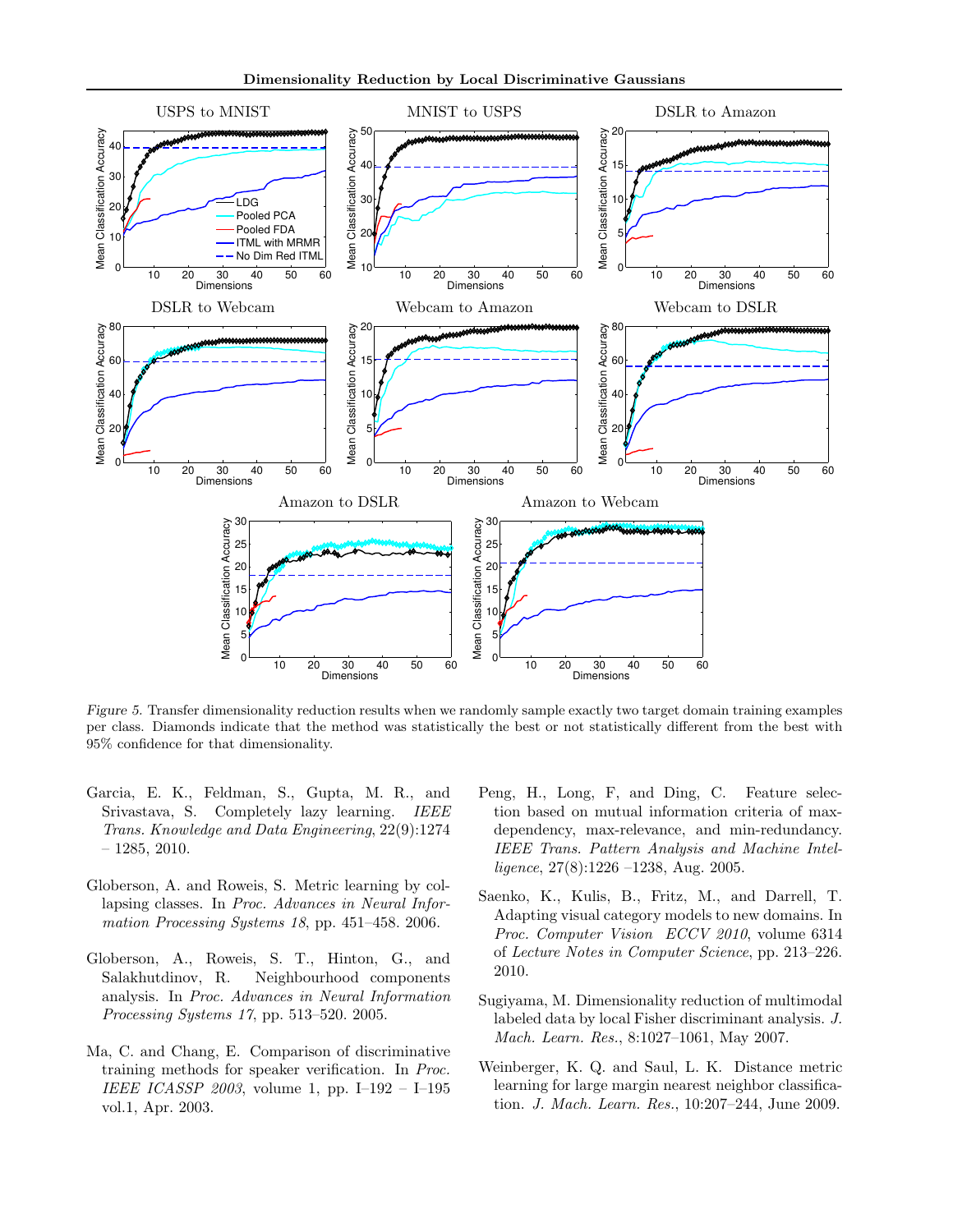USPS to MNIST

Mean Classification Accuracy

Dimensions

LDG
Pooled PCA
Pooled FDA
ITML with MRMR
No Dim Red ITML

MNIST to USPS

DSLR to Amazon

DSLR to Webcam

Webcam to Amazon

Webcam to DSLR

Amazon to DSLR

Amazon to Webcam

*Figure 5.* Transfer dimensionality reduction results when we randomly sample exactly two target domain training examples per class. Diamonds indicate that the method was statistically the best or not statistically different from the best with 95% confidence for that dimensionality.

Garcia, E. K., Feldman, S., Gupta, M. R., and Srivastava, S. Completely lazy learning. *IEEE Trans. Knowledge and Data Engineering*, 22(9):1274 – 1285, 2010.

Globerson, A. and Roweis, S. Metric learning by collapsing classes. In *Proc. Advances in Neural Information Processing Systems 18*, pp. 451–458. 2006.

Globerson, A., Roweis, S. T., Hinton, G., and Salakhutdinov, R. Neighbourhood components analysis. In *Proc. Advances in Neural Information Processing Systems 17*, pp. 513–520. 2005.

Ma, C. and Chang, E. Comparison of discriminative training methods for speaker verification. In *Proc. IEEE ICASSP 2003*, volume 1, pp. I–192 – I–195 vol.1, Apr. 2003.

Peng, H., Long, F, and Ding, C. Feature selection based on mutual information criteria of max-dependency, max-relevance, and min-redundancy. *IEEE Trans. Pattern Analysis and Machine Intelligence*, 27(8):1226 –1238, Aug. 2005.

Saenko, K., Kulis, B., Fritz, M., and Darrell, T. Adapting visual category models to new domains. In *Proc. Computer Vision ECCV 2010*, volume 6314 of *Lecture Notes in Computer Science*, pp. 213–226. 2010.

Sugiyama, M. Dimensionality reduction of multimodal labeled data by local Fisher discriminant analysis. *J. Mach. Learn. Res.*, 8:1027–1061, May 2007.

Weinberger, K. Q. and Saul, L. K. Distance metric learning for large margin nearest neighbor classification. *J. Mach. Learn. Res.*, 10:207–244, June 2009.